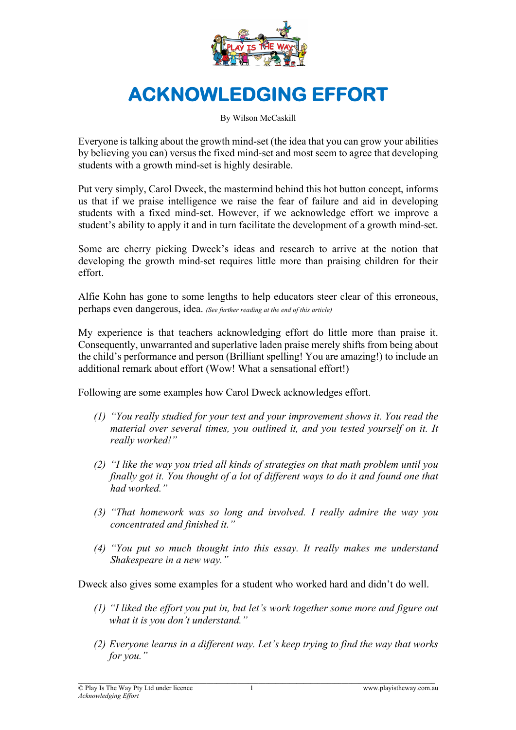# ACKNOWLEDGING EFFORT

By Wilson McCaskill

Everyone is talking about the growth mind-set (the idea that you can grow your abilities by believing you can) versus the fixed mind-set and most seem to agree that developing students with a growth mind-set is highly desirable.

Put very simply, Carol Dweck, the mastermind behind this hot button concept, informs us that if we praise intelligence we raise the fear of failure and aid in developing students with a fixed mind-set. However, if we acknowledge effort we improve a student's ability to apply it and in turn facilitate the development of a growth mind-set.

Some are cherry picking Dweck's ideas and research to arrive at the notion that developing the growth mind-set requires little more than praising children for their effort.

Alfie Kohn has gone to some lengths to help educators steer clear of this erroneous, perhaps even dangerous, idea. *(See further reading at the end of this article)*

My experience is that teachers acknowledging effort do little more than praise it. Consequently, unwarranted and superlative laden praise merely shifts from being about the child's performance and person (Brilliant spelling! You are amazing!) to include an additional remark about effort (Wow! What a sensational effort!)

Following are some examples how Carol Dweck acknowledges effort.

(1) *"You really studied for your test and your improvement shows it. You read the material over several times, you outlined it, and you tested yourself on it. It really worked!"*

(2) *"I like the way you tried all kinds of strategies on that math problem until you finally got it. You thought of a lot of different ways to do it and found one that had worked."*

(3) *"That homework was so long and involved. I really admire the way you concentrated and finished it."*

(4) *"You put so much thought into this essay. It really makes me understand Shakespeare in a new way."*

Dweck also gives some examples for a student who worked hard and didn't do well.

(1) *"I liked the effort you put in, but let's work together some more and figure out what it is you don't understand."*

(2) *Everyone learns in a different way. Let's keep trying to find the way that works for you."*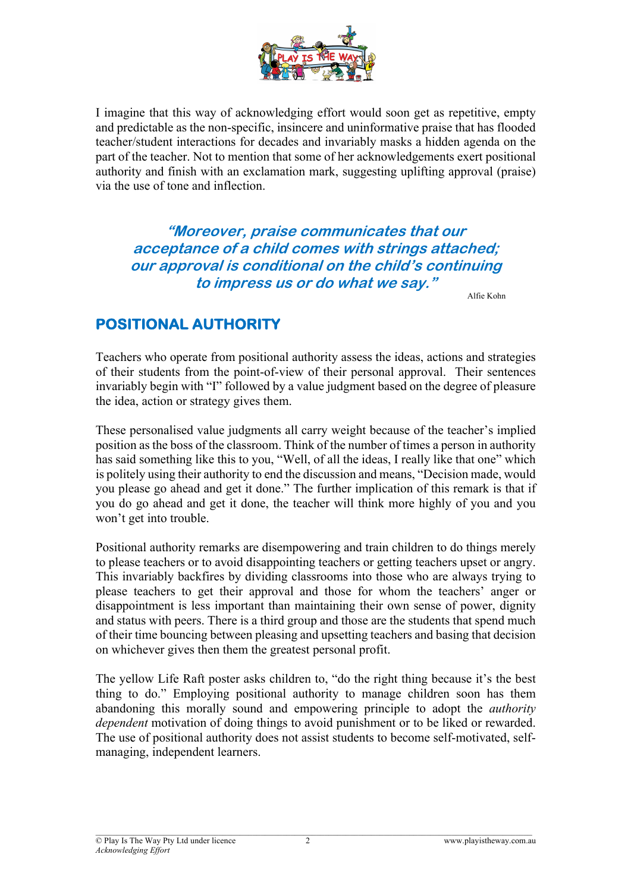I imagine that this way of acknowledging effort would soon get as repetitive, empty and predictable as the non-specific, insincere and uninformative praise that has flooded teacher/student interactions for decades and invariably masks a hidden agenda on the part of the teacher. Not to mention that some of her acknowledgements exert positional authority and finish with an exclamation mark, suggesting uplifting approval (praise) via the use of tone and inflection.

> ***"Moreover, praise communicates that our acceptance of a child comes with strings attached; our approval is conditional on the child's continuing to impress us or do what we say."***
>
> Alfie Kohn

## POSITIONAL AUTHORITY

Teachers who operate from positional authority assess the ideas, actions and strategies of their students from the point-of-view of their personal approval. Their sentences invariably begin with "I" followed by a value judgment based on the degree of pleasure the idea, action or strategy gives them.

These personalised value judgments all carry weight because of the teacher's implied position as the boss of the classroom. Think of the number of times a person in authority has said something like this to you, "Well, of all the ideas, I really like that one" which is politely using their authority to end the discussion and means, "Decision made, would you please go ahead and get it done." The further implication of this remark is that if you do go ahead and get it done, the teacher will think more highly of you and you won't get into trouble.

Positional authority remarks are disempowering and train children to do things merely to please teachers or to avoid disappointing teachers or getting teachers upset or angry. This invariably backfires by dividing classrooms into those who are always trying to please teachers to get their approval and those for whom the teachers' anger or disappointment is less important than maintaining their own sense of power, dignity and status with peers. There is a third group and those are the students that spend much of their time bouncing between pleasing and upsetting teachers and basing that decision on whichever gives then them the greatest personal profit.

The yellow Life Raft poster asks children to, "do the right thing because it's the best thing to do." Employing positional authority to manage children soon has them abandoning this morally sound and empowering principle to adopt the *authority dependent* motivation of doing things to avoid punishment or to be liked or rewarded. The use of positional authority does not assist students to become self-motivated, self-managing, independent learners.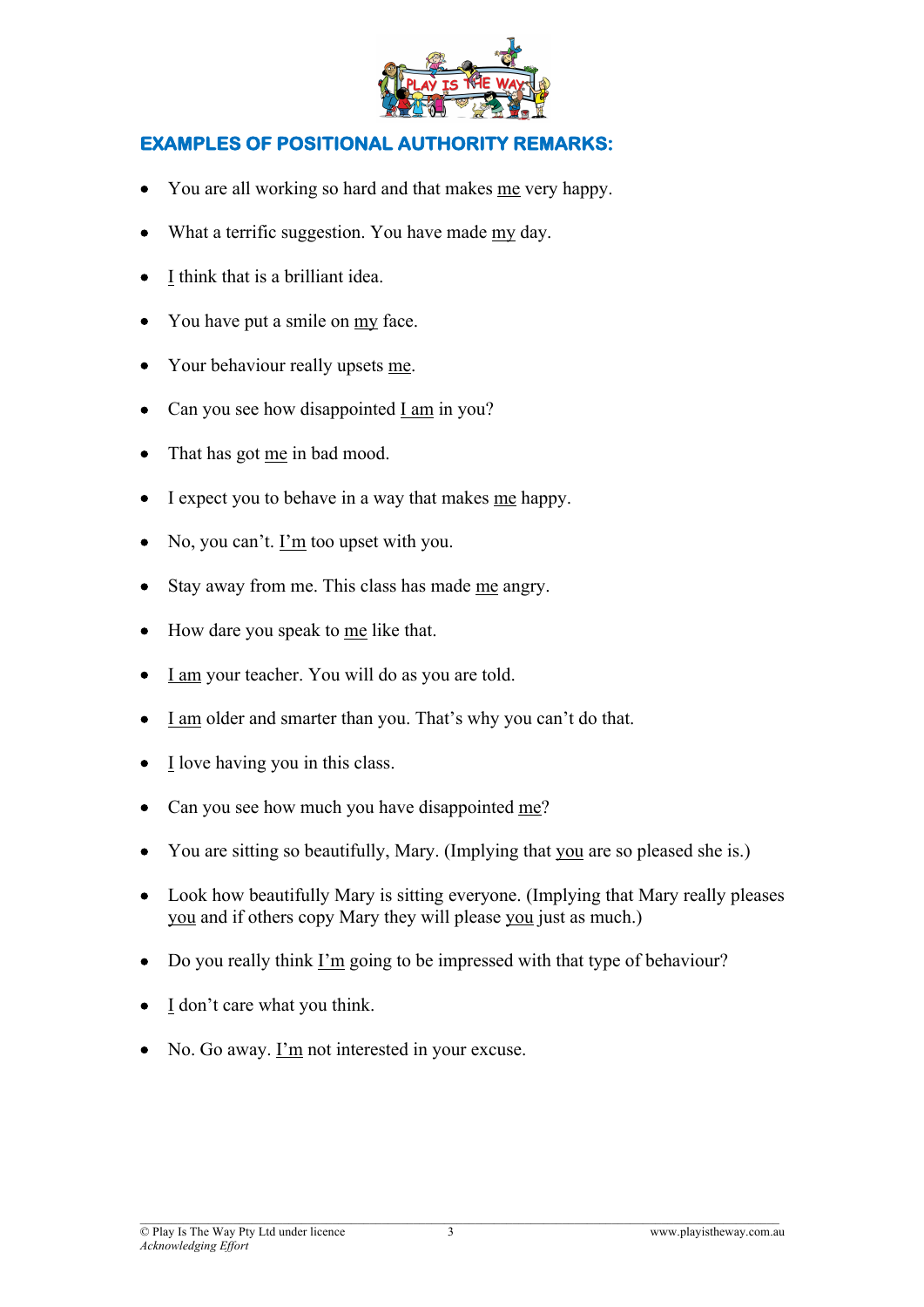## EXAMPLES OF POSITIONAL AUTHORITY REMARKS:

- You are all working so hard and that makes <u>me</u> very happy.
- What a terrific suggestion. You have made <u>my</u> day.
- <u>I</u> think that is a brilliant idea.
- You have put a smile on <u>my</u> face.
- Your behaviour really upsets <u>me</u>.
- Can you see how disappointed <u>I am</u> in you?
- That has got <u>me</u> in bad mood.
- I expect you to behave in a way that makes <u>me</u> happy.
- No, you can't. <u>I'm</u> too upset with you.
- Stay away from me. This class has made <u>me</u> angry.
- How dare you speak to <u>me</u> like that.
- <u>I am</u> your teacher. You will do as you are told.
- <u>I am</u> older and smarter than you. That's why you can't do that.
- <u>I</u> love having you in this class.
- Can you see how much you have disappointed <u>me</u>?
- You are sitting so beautifully, Mary. (Implying that <u>you</u> are so pleased she is.)
- Look how beautifully Mary is sitting everyone. (Implying that Mary really pleases <u>you</u> and if others copy Mary they will please <u>you</u> just as much.)
- Do you really think <u>I'm</u> going to be impressed with that type of behaviour?
- <u>I</u> don't care what you think.
- No. Go away. <u>I'm</u> not interested in your excuse.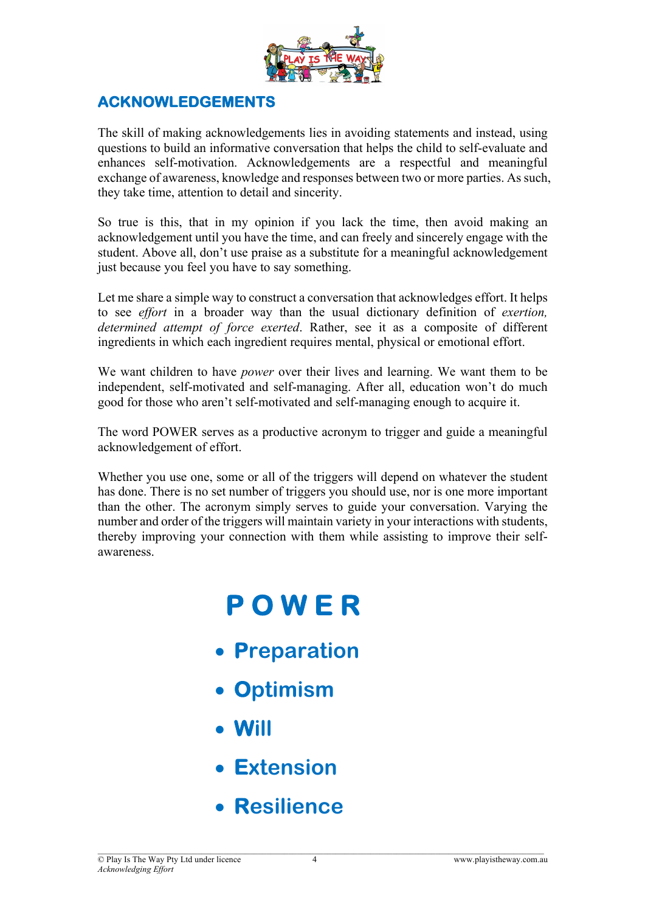## ACKNOWLEDGEMENTS

The skill of making acknowledgements lies in avoiding statements and instead, using questions to build an informative conversation that helps the child to self-evaluate and enhances self-motivation. Acknowledgements are a respectful and meaningful exchange of awareness, knowledge and responses between two or more parties. As such, they take time, attention to detail and sincerity.

So true is this, that in my opinion if you lack the time, then avoid making an acknowledgement until you have the time, and can freely and sincerely engage with the student. Above all, don't use praise as a substitute for a meaningful acknowledgement just because you feel you have to say something.

Let me share a simple way to construct a conversation that acknowledges effort. It helps to see *effort* in a broader way than the usual dictionary definition of *exertion, determined attempt of force exerted*. Rather, see it as a composite of different ingredients in which each ingredient requires mental, physical or emotional effort.

We want children to have *power* over their lives and learning. We want them to be independent, self-motivated and self-managing. After all, education won't do much good for those who aren't self-motivated and self-managing enough to acquire it.

The word POWER serves as a productive acronym to trigger and guide a meaningful acknowledgement of effort.

Whether you use one, some or all of the triggers will depend on whatever the student has done. There is no set number of triggers you should use, nor is one more important than the other. The acronym simply serves to guide your conversation. Varying the number and order of the triggers will maintain variety in your interactions with students, thereby improving your connection with them while assisting to improve their self-awareness.

## POWER

- **Preparation**
- **Optimism**
- **Will**
- **Extension**
- **Resilience**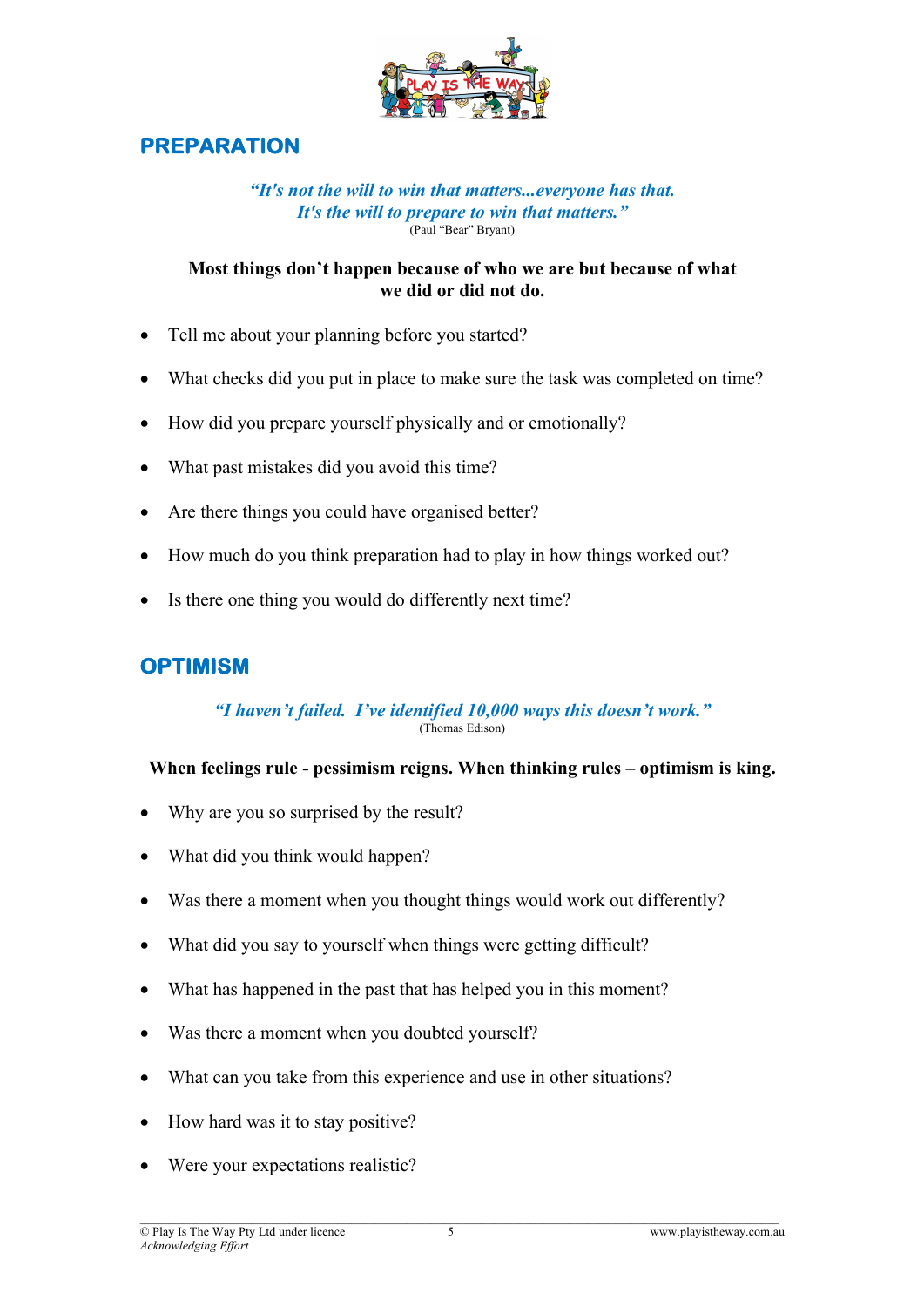## PREPARATION

*"It's not the will to win that matters...everyone has that. It's the will to prepare to win that matters."*
(Paul "Bear" Bryant)

**Most things don't happen because of who we are but because of what we did or did not do.**

- Tell me about your planning before you started?
- What checks did you put in place to make sure the task was completed on time?
- How did you prepare yourself physically and or emotionally?
- What past mistakes did you avoid this time?
- Are there things you could have organised better?
- How much do you think preparation had to play in how things worked out?
- Is there one thing you would do differently next time?

## OPTIMISM

*"I haven't failed. I've identified 10,000 ways this doesn't work."*
(Thomas Edison)

**When feelings rule - pessimism reigns. When thinking rules – optimism is king.**

- Why are you so surprised by the result?
- What did you think would happen?
- Was there a moment when you thought things would work out differently?
- What did you say to yourself when things were getting difficult?
- What has happened in the past that has helped you in this moment?
- Was there a moment when you doubted yourself?
- What can you take from this experience and use in other situations?
- How hard was it to stay positive?
- Were your expectations realistic?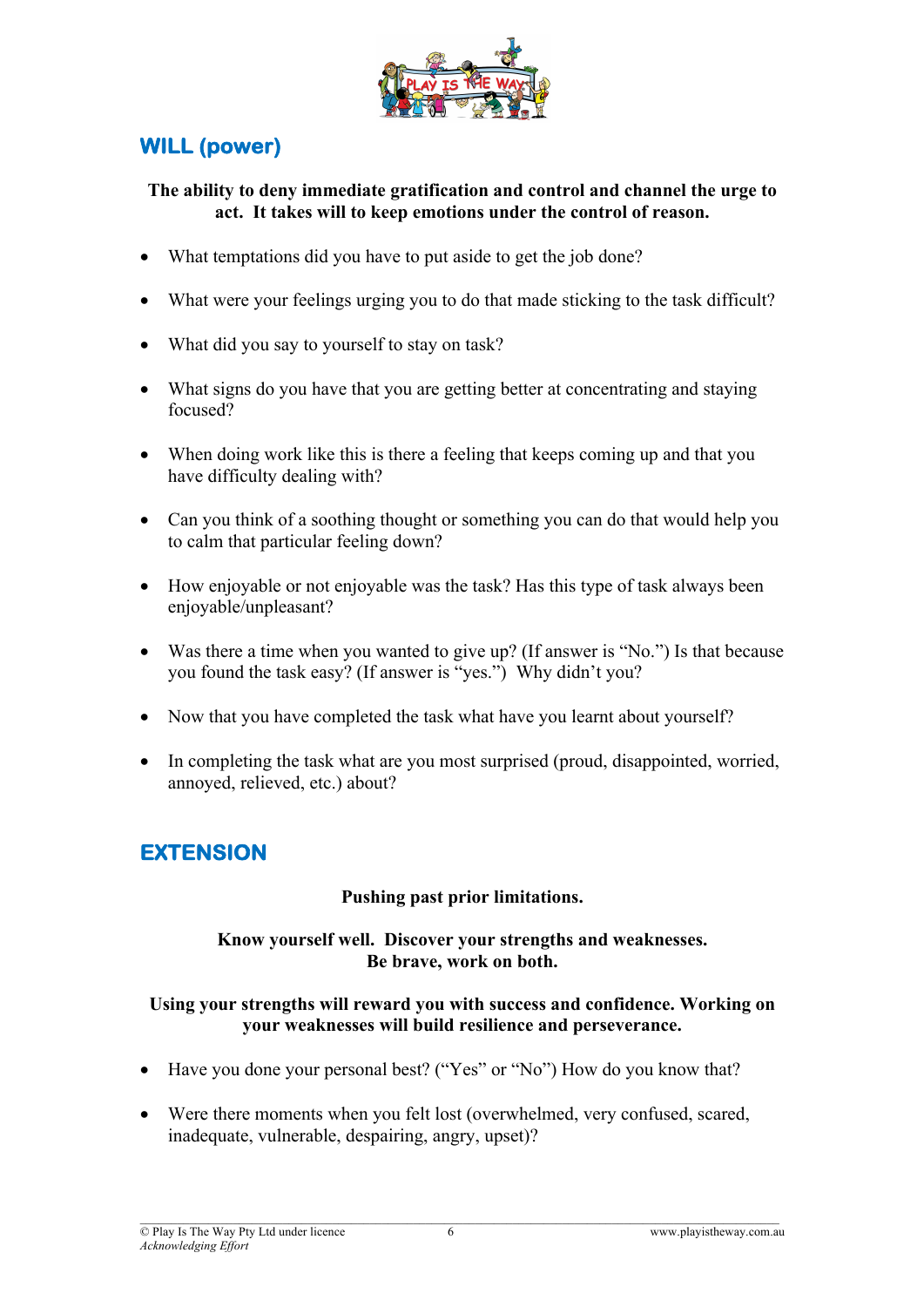## WILL (power)

**The ability to deny immediate gratification and control and channel the urge to act. It takes will to keep emotions under the control of reason.**

- What temptations did you have to put aside to get the job done?
- What were your feelings urging you to do that made sticking to the task difficult?
- What did you say to yourself to stay on task?
- What signs do you have that you are getting better at concentrating and staying focused?
- When doing work like this is there a feeling that keeps coming up and that you have difficulty dealing with?
- Can you think of a soothing thought or something you can do that would help you to calm that particular feeling down?
- How enjoyable or not enjoyable was the task? Has this type of task always been enjoyable/unpleasant?
- Was there a time when you wanted to give up? (If answer is "No.") Is that because you found the task easy? (If answer is "yes.") Why didn't you?
- Now that you have completed the task what have you learnt about yourself?
- In completing the task what are you most surprised (proud, disappointed, worried, annoyed, relieved, etc.) about?

## EXTENSION

**Pushing past prior limitations.**

**Know yourself well. Discover your strengths and weaknesses.
Be brave, work on both.**

**Using your strengths will reward you with success and confidence. Working on your weaknesses will build resilience and perseverance.**

- Have you done your personal best? ("Yes" or "No") How do you know that?
- Were there moments when you felt lost (overwhelmed, very confused, scared, inadequate, vulnerable, despairing, angry, upset)?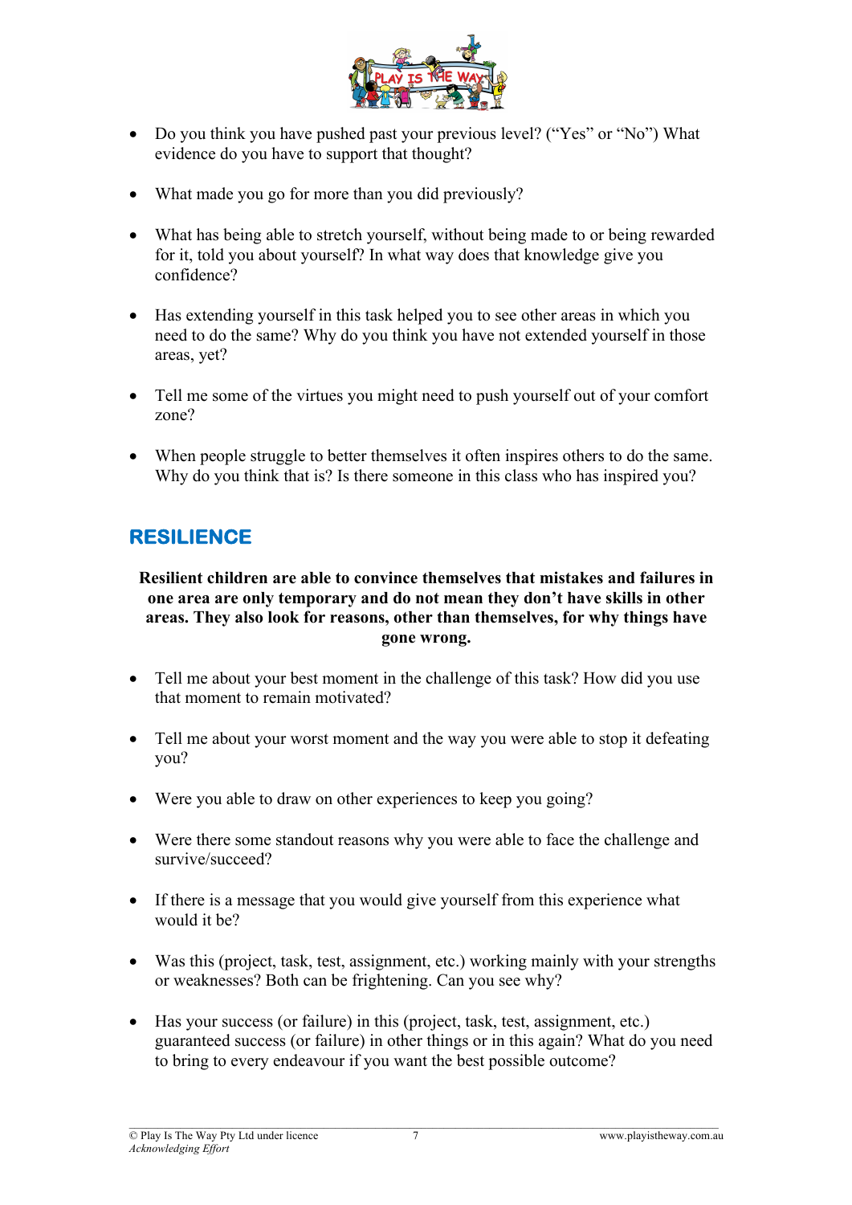- Do you think you have pushed past your previous level? ("Yes" or "No") What evidence do you have to support that thought?

- What made you go for more than you did previously?

- What has being able to stretch yourself, without being made to or being rewarded for it, told you about yourself? In what way does that knowledge give you confidence?

- Has extending yourself in this task helped you to see other areas in which you need to do the same? Why do you think you have not extended yourself in those areas, yet?

- Tell me some of the virtues you might need to push yourself out of your comfort zone?

- When people struggle to better themselves it often inspires others to do the same. Why do you think that is? Is there someone in this class who has inspired you?

## RESILIENCE

**Resilient children are able to convince themselves that mistakes and failures in one area are only temporary and do not mean they don't have skills in other areas. They also look for reasons, other than themselves, for why things have gone wrong.**

- Tell me about your best moment in the challenge of this task? How did you use that moment to remain motivated?

- Tell me about your worst moment and the way you were able to stop it defeating you?

- Were you able to draw on other experiences to keep you going?

- Were there some standout reasons why you were able to face the challenge and survive/succeed?

- If there is a message that you would give yourself from this experience what would it be?

- Was this (project, task, test, assignment, etc.) working mainly with your strengths or weaknesses? Both can be frightening. Can you see why?

- Has your success (or failure) in this (project, task, test, assignment, etc.) guaranteed success (or failure) in other things or in this again? What do you need to bring to every endeavour if you want the best possible outcome?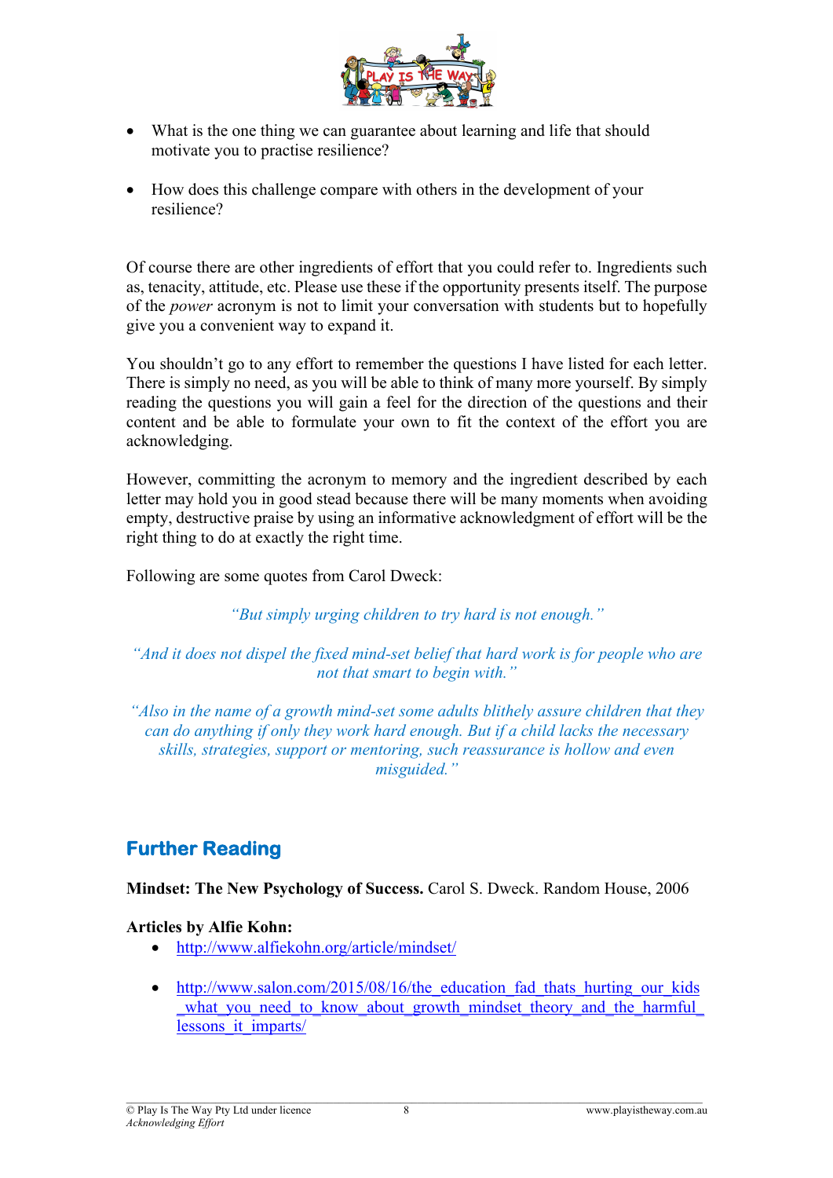- What is the one thing we can guarantee about learning and life that should motivate you to practise resilience?

- How does this challenge compare with others in the development of your resilience?

Of course there are other ingredients of effort that you could refer to. Ingredients such as, tenacity, attitude, etc. Please use these if the opportunity presents itself. The purpose of the *power* acronym is not to limit your conversation with students but to hopefully give you a convenient way to expand it.

You shouldn't go to any effort to remember the questions I have listed for each letter. There is simply no need, as you will be able to think of many more yourself. By simply reading the questions you will gain a feel for the direction of the questions and their content and be able to formulate your own to fit the context of the effort you are acknowledging.

However, committing the acronym to memory and the ingredient described by each letter may hold you in good stead because there will be many moments when avoiding empty, destructive praise by using an informative acknowledgment of effort will be the right thing to do at exactly the right time.

Following are some quotes from Carol Dweck:

*"But simply urging children to try hard is not enough."*

*"And it does not dispel the fixed mind-set belief that hard work is for people who are not that smart to begin with."*

*"Also in the name of a growth mind-set some adults blithely assure children that they can do anything if only they work hard enough. But if a child lacks the necessary skills, strategies, support or mentoring, such reassurance is hollow and even misguided."*

## Further Reading

**Mindset: The New Psychology of Success.** Carol S. Dweck. Random House, 2006

**Articles by Alfie Kohn:**

- http://www.alfiekohn.org/article/mindset/

- http://www.salon.com/2015/08/16/the_education_fad_thats_hurting_our_kids_what_you_need_to_know_about_growth_mindset_theory_and_the_harmful_lessons_it_imparts/